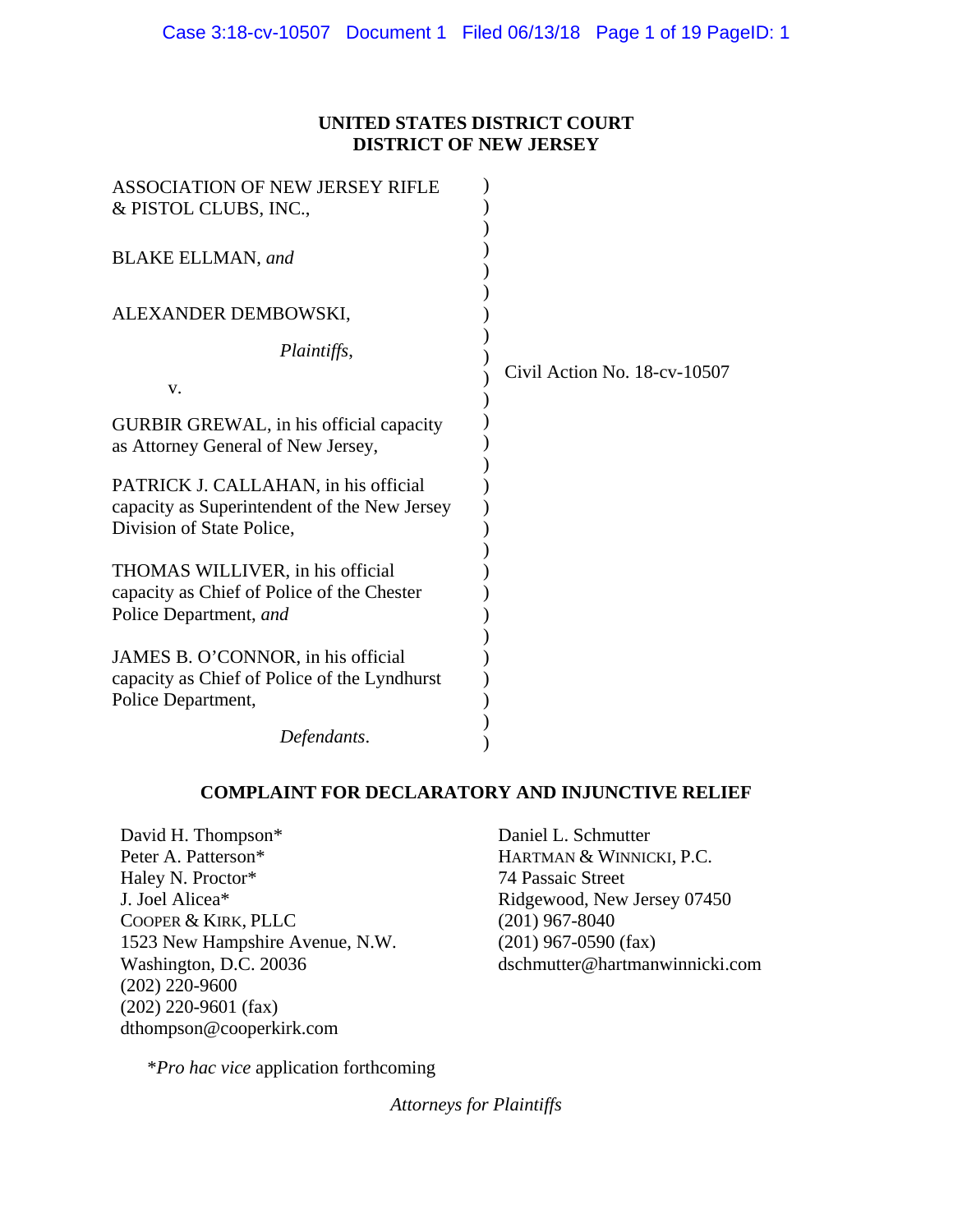**UNITED STATES DISTRICT COURT**
**DISTRICT OF NEW JERSEY**

ASSOCIATION OF NEW JERSEY RIFLE & PISTOL CLUBS, INC.,

BLAKE ELLMAN, *and*

ALEXANDER DEMBOWSKI,

*Plaintiffs*,

v.

GURBIR GREWAL, in his official capacity as Attorney General of New Jersey,

PATRICK J. CALLAHAN, in his official capacity as Superintendent of the New Jersey Division of State Police,

THOMAS WILLIVER, in his official capacity as Chief of Police of the Chester Police Department, *and*

JAMES B. O'CONNOR, in his official capacity as Chief of Police of the Lyndhurst Police Department,

*Defendants*.

Civil Action No. 18-cv-10507

**COMPLAINT FOR DECLARATORY AND INJUNCTIVE RELIEF**

David H. Thompson*
Peter A. Patterson*
Haley N. Proctor*
J. Joel Alicea*
COOPER & KIRK, PLLC
1523 New Hampshire Avenue, N.W.
Washington, D.C. 20036
(202) 220-9600
(202) 220-9601 (fax)
dthompson@cooperkirk.com

Daniel L. Schmutter
HARTMAN & WINNICKI, P.C.
74 Passaic Street
Ridgewood, New Jersey 07450
(201) 967-8040
(201) 967-0590 (fax)
dschmutter@hartmanwinnicki.com

\**Pro hac vice* application forthcoming

*Attorneys for Plaintiffs*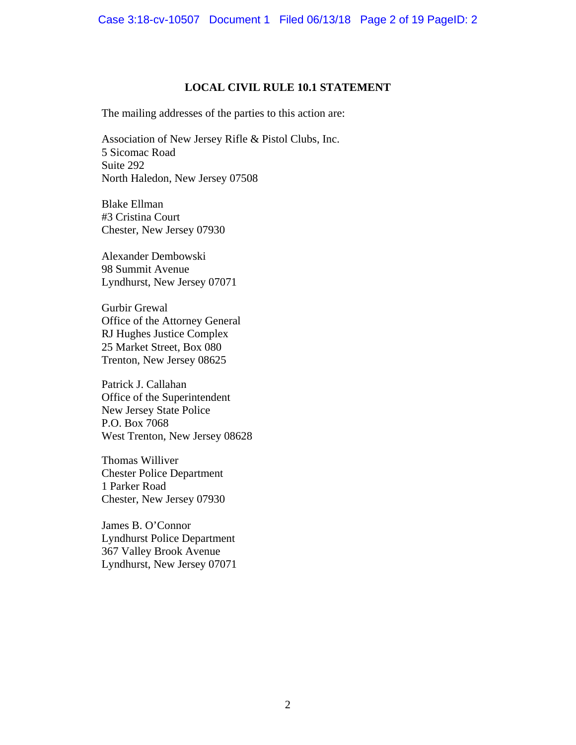## LOCAL CIVIL RULE 10.1 STATEMENT

The mailing addresses of the parties to this action are:

Association of New Jersey Rifle & Pistol Clubs, Inc.
5 Sicomac Road
Suite 292
North Haledon, New Jersey 07508

Blake Ellman
#3 Cristina Court
Chester, New Jersey 07930

Alexander Dembowski
98 Summit Avenue
Lyndhurst, New Jersey 07071

Gurbir Grewal
Office of the Attorney General
RJ Hughes Justice Complex
25 Market Street, Box 080
Trenton, New Jersey 08625

Patrick J. Callahan
Office of the Superintendent
New Jersey State Police
P.O. Box 7068
West Trenton, New Jersey 08628

Thomas Williver
Chester Police Department
1 Parker Road
Chester, New Jersey 07930

James B. O'Connor
Lyndhurst Police Department
367 Valley Brook Avenue
Lyndhurst, New Jersey 07071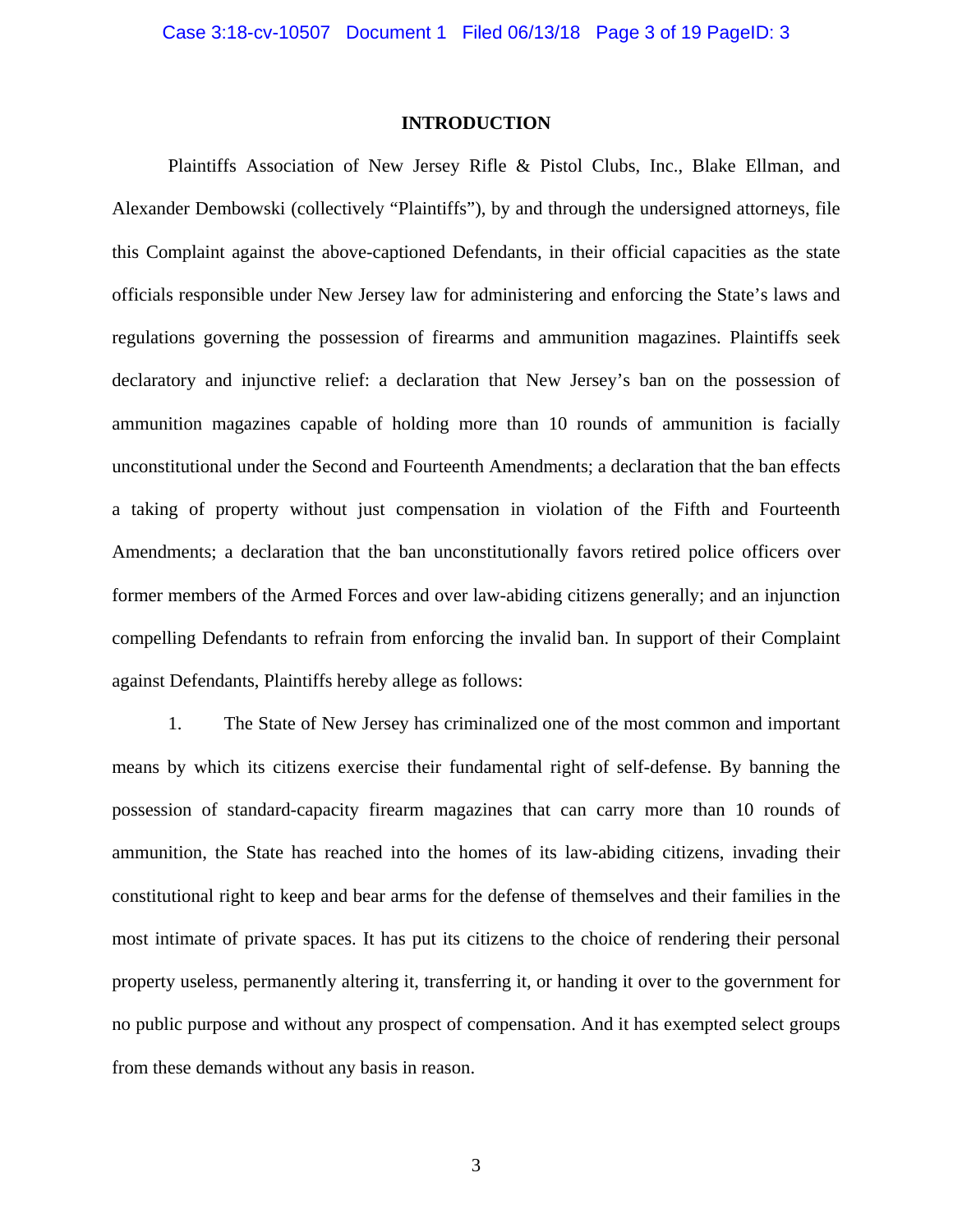## INTRODUCTION

Plaintiffs Association of New Jersey Rifle & Pistol Clubs, Inc., Blake Ellman, and Alexander Dembowski (collectively "Plaintiffs"), by and through the undersigned attorneys, file this Complaint against the above-captioned Defendants, in their official capacities as the state officials responsible under New Jersey law for administering and enforcing the State's laws and regulations governing the possession of firearms and ammunition magazines. Plaintiffs seek declaratory and injunctive relief: a declaration that New Jersey's ban on the possession of ammunition magazines capable of holding more than 10 rounds of ammunition is facially unconstitutional under the Second and Fourteenth Amendments; a declaration that the ban effects a taking of property without just compensation in violation of the Fifth and Fourteenth Amendments; a declaration that the ban unconstitutionally favors retired police officers over former members of the Armed Forces and over law-abiding citizens generally; and an injunction compelling Defendants to refrain from enforcing the invalid ban. In support of their Complaint against Defendants, Plaintiffs hereby allege as follows:

1. The State of New Jersey has criminalized one of the most common and important means by which its citizens exercise their fundamental right of self-defense. By banning the possession of standard-capacity firearm magazines that can carry more than 10 rounds of ammunition, the State has reached into the homes of its law-abiding citizens, invading their constitutional right to keep and bear arms for the defense of themselves and their families in the most intimate of private spaces. It has put its citizens to the choice of rendering their personal property useless, permanently altering it, transferring it, or handing it over to the government for no public purpose and without any prospect of compensation. And it has exempted select groups from these demands without any basis in reason.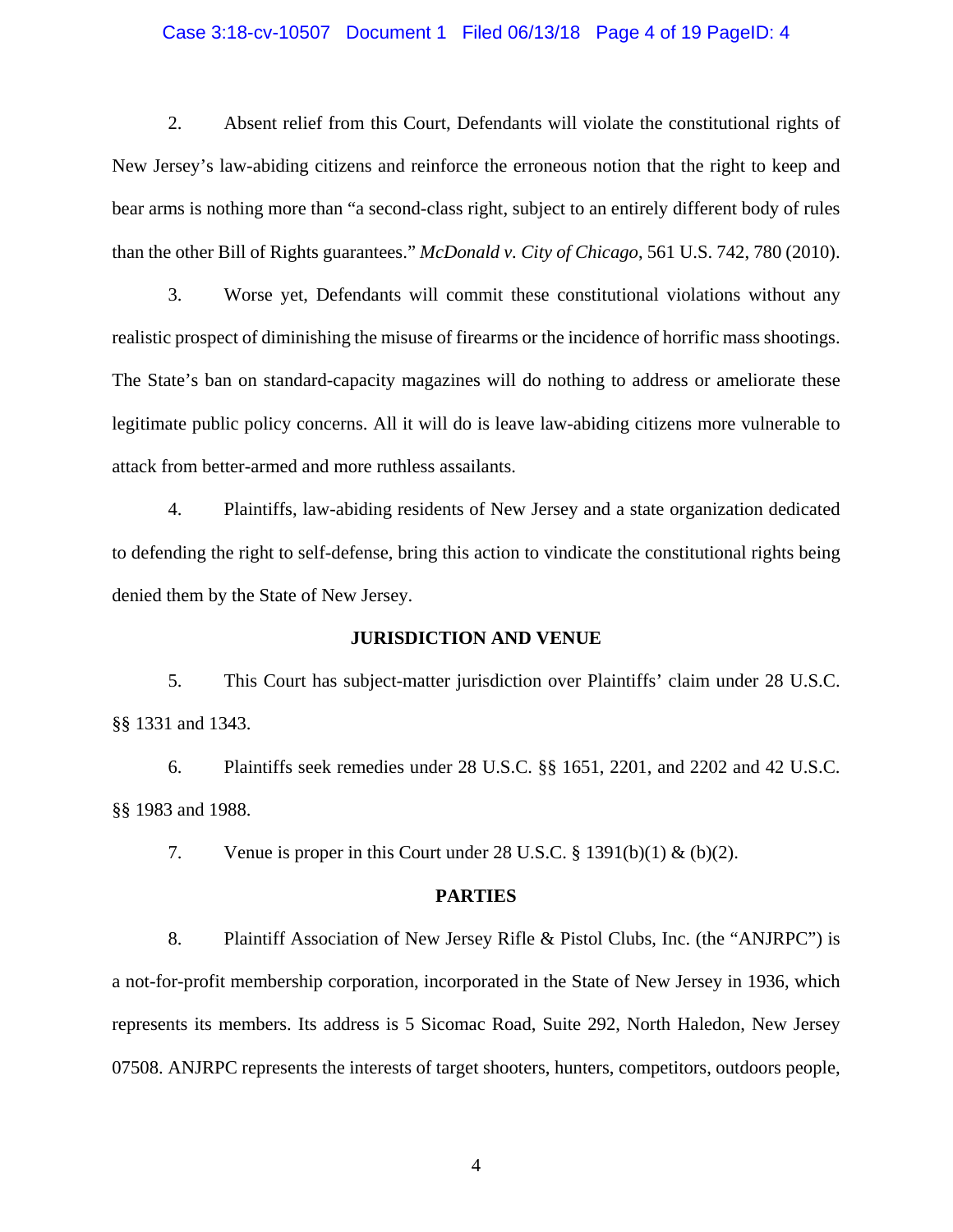2. Absent relief from this Court, Defendants will violate the constitutional rights of New Jersey's law-abiding citizens and reinforce the erroneous notion that the right to keep and bear arms is nothing more than "a second-class right, subject to an entirely different body of rules than the other Bill of Rights guarantees." *McDonald v. City of Chicago*, 561 U.S. 742, 780 (2010).

3. Worse yet, Defendants will commit these constitutional violations without any realistic prospect of diminishing the misuse of firearms or the incidence of horrific mass shootings. The State's ban on standard-capacity magazines will do nothing to address or ameliorate these legitimate public policy concerns. All it will do is leave law-abiding citizens more vulnerable to attack from better-armed and more ruthless assailants.

4. Plaintiffs, law-abiding residents of New Jersey and a state organization dedicated to defending the right to self-defense, bring this action to vindicate the constitutional rights being denied them by the State of New Jersey.

**JURISDICTION AND VENUE**

5. This Court has subject-matter jurisdiction over Plaintiffs' claim under 28 U.S.C. §§ 1331 and 1343.

6. Plaintiffs seek remedies under 28 U.S.C. §§ 1651, 2201, and 2202 and 42 U.S.C. §§ 1983 and 1988.

7. Venue is proper in this Court under 28 U.S.C. § 1391(b)(1) & (b)(2).

**PARTIES**

8. Plaintiff Association of New Jersey Rifle & Pistol Clubs, Inc. (the "ANJRPC") is a not-for-profit membership corporation, incorporated in the State of New Jersey in 1936, which represents its members. Its address is 5 Sicomac Road, Suite 292, North Haledon, New Jersey 07508. ANJRPC represents the interests of target shooters, hunters, competitors, outdoors people,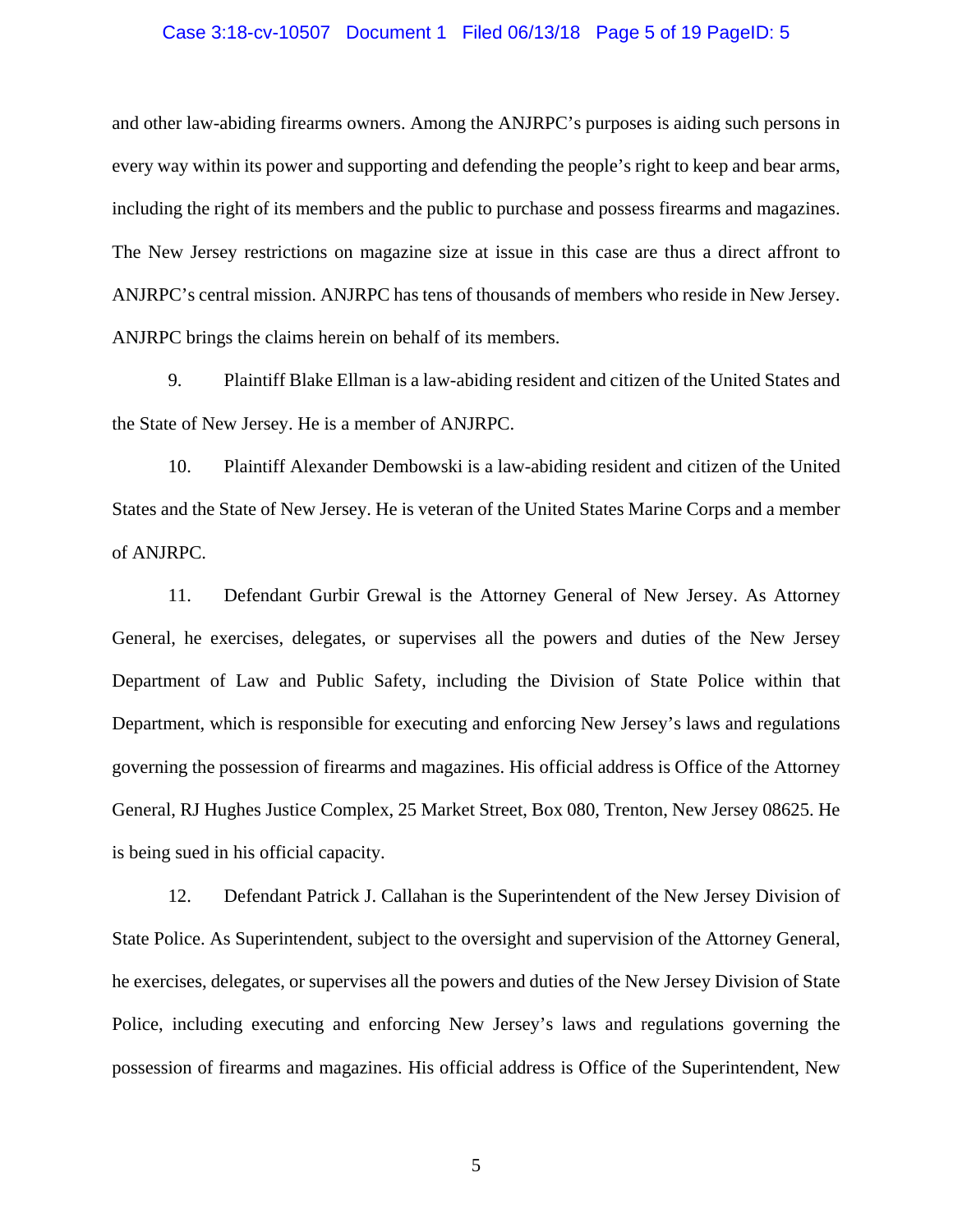and other law-abiding firearms owners. Among the ANJRPC's purposes is aiding such persons in every way within its power and supporting and defending the people's right to keep and bear arms, including the right of its members and the public to purchase and possess firearms and magazines. The New Jersey restrictions on magazine size at issue in this case are thus a direct affront to ANJRPC's central mission. ANJRPC has tens of thousands of members who reside in New Jersey. ANJRPC brings the claims herein on behalf of its members.

9. Plaintiff Blake Ellman is a law-abiding resident and citizen of the United States and the State of New Jersey. He is a member of ANJRPC.

10. Plaintiff Alexander Dembowski is a law-abiding resident and citizen of the United States and the State of New Jersey. He is veteran of the United States Marine Corps and a member of ANJRPC.

11. Defendant Gurbir Grewal is the Attorney General of New Jersey. As Attorney General, he exercises, delegates, or supervises all the powers and duties of the New Jersey Department of Law and Public Safety, including the Division of State Police within that Department, which is responsible for executing and enforcing New Jersey's laws and regulations governing the possession of firearms and magazines. His official address is Office of the Attorney General, RJ Hughes Justice Complex, 25 Market Street, Box 080, Trenton, New Jersey 08625. He is being sued in his official capacity.

12. Defendant Patrick J. Callahan is the Superintendent of the New Jersey Division of State Police. As Superintendent, subject to the oversight and supervision of the Attorney General, he exercises, delegates, or supervises all the powers and duties of the New Jersey Division of State Police, including executing and enforcing New Jersey's laws and regulations governing the possession of firearms and magazines. His official address is Office of the Superintendent, New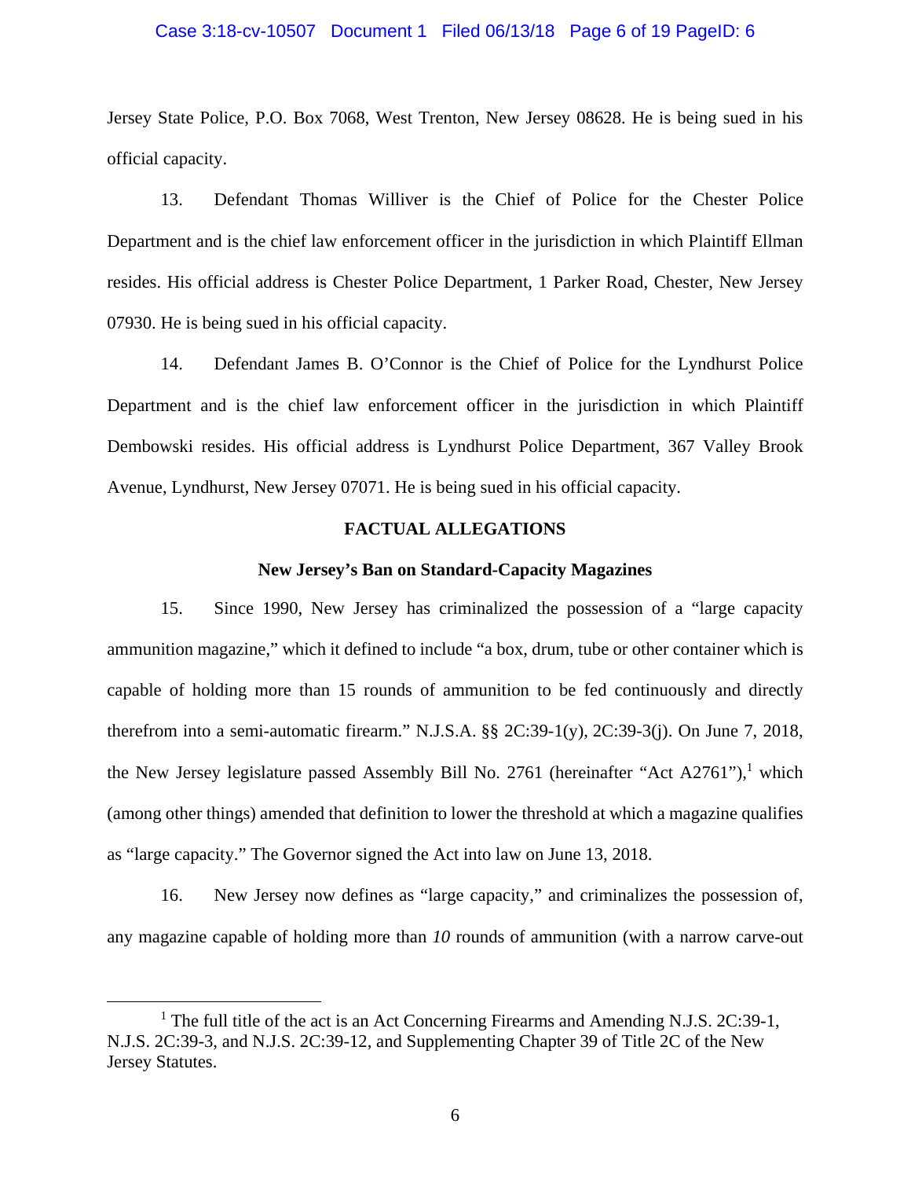Jersey State Police, P.O. Box 7068, West Trenton, New Jersey 08628. He is being sued in his official capacity.

13. Defendant Thomas Williver is the Chief of Police for the Chester Police Department and is the chief law enforcement officer in the jurisdiction in which Plaintiff Ellman resides. His official address is Chester Police Department, 1 Parker Road, Chester, New Jersey 07930. He is being sued in his official capacity.

14. Defendant James B. O'Connor is the Chief of Police for the Lyndhurst Police Department and is the chief law enforcement officer in the jurisdiction in which Plaintiff Dembowski resides. His official address is Lyndhurst Police Department, 367 Valley Brook Avenue, Lyndhurst, New Jersey 07071. He is being sued in his official capacity.

## FACTUAL ALLEGATIONS

### New Jersey's Ban on Standard-Capacity Magazines

15. Since 1990, New Jersey has criminalized the possession of a "large capacity ammunition magazine," which it defined to include "a box, drum, tube or other container which is capable of holding more than 15 rounds of ammunition to be fed continuously and directly therefrom into a semi-automatic firearm." N.J.S.A. §§ 2C:39-1(y), 2C:39-3(j). On June 7, 2018, the New Jersey legislature passed Assembly Bill No. 2761 (hereinafter "Act A2761"),[1] which (among other things) amended that definition to lower the threshold at which a magazine qualifies as "large capacity." The Governor signed the Act into law on June 13, 2018.

16. New Jersey now defines as "large capacity," and criminalizes the possession of, any magazine capable of holding more than *10* rounds of ammunition (with a narrow carve-out

[1] The full title of the act is an Act Concerning Firearms and Amending N.J.S. 2C:39-1, N.J.S. 2C:39-3, and N.J.S. 2C:39-12, and Supplementing Chapter 39 of Title 2C of the New Jersey Statutes.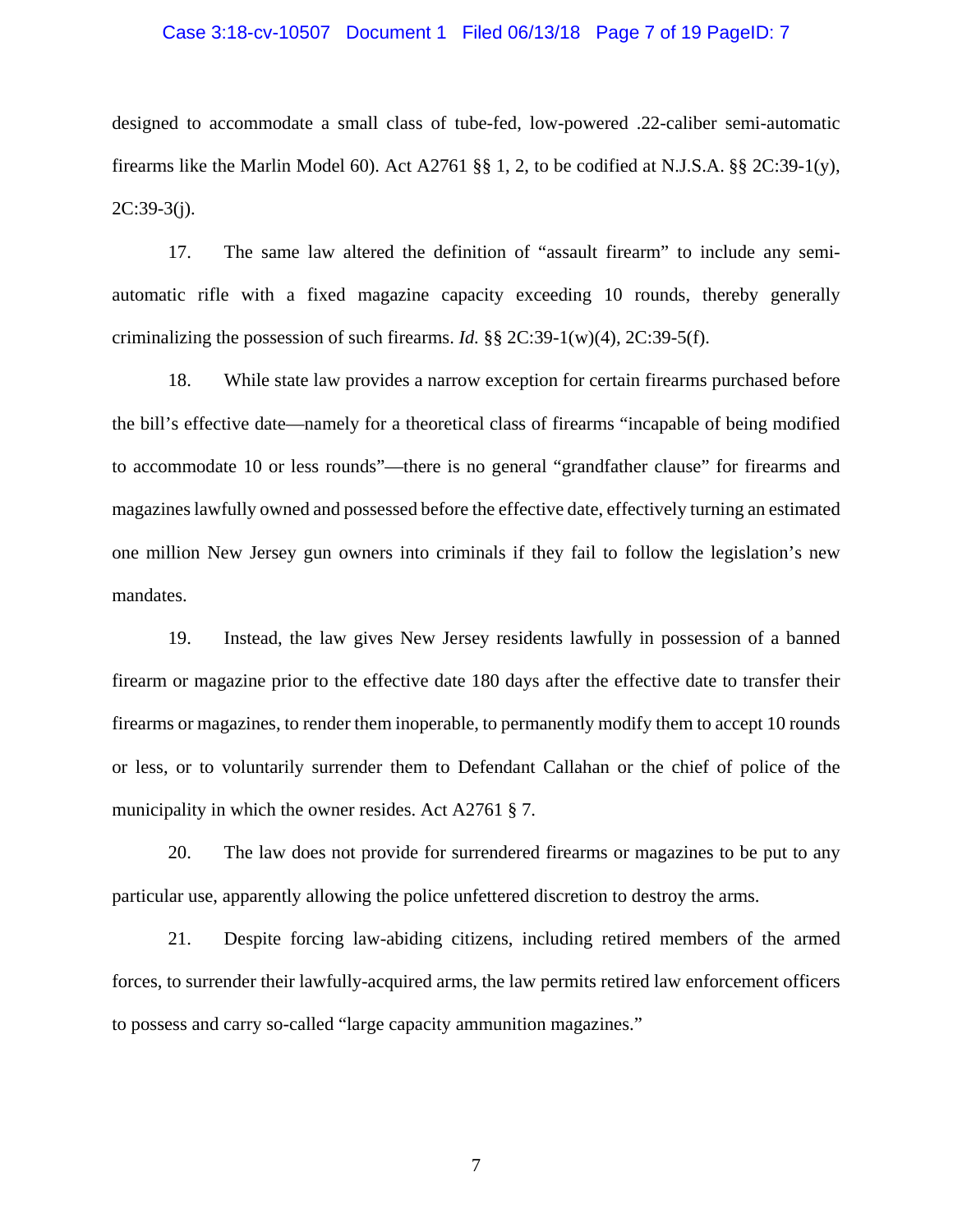designed to accommodate a small class of tube-fed, low-powered .22-caliber semi-automatic firearms like the Marlin Model 60). Act A2761 §§ 1, 2, to be codified at N.J.S.A. §§ 2C:39-1(y), 2C:39-3(j).

17. The same law altered the definition of "assault firearm" to include any semi-automatic rifle with a fixed magazine capacity exceeding 10 rounds, thereby generally criminalizing the possession of such firearms. *Id.* §§ 2C:39-1(w)(4), 2C:39-5(f).

18. While state law provides a narrow exception for certain firearms purchased before the bill's effective date—namely for a theoretical class of firearms "incapable of being modified to accommodate 10 or less rounds"—there is no general "grandfather clause" for firearms and magazines lawfully owned and possessed before the effective date, effectively turning an estimated one million New Jersey gun owners into criminals if they fail to follow the legislation's new mandates.

19. Instead, the law gives New Jersey residents lawfully in possession of a banned firearm or magazine prior to the effective date 180 days after the effective date to transfer their firearms or magazines, to render them inoperable, to permanently modify them to accept 10 rounds or less, or to voluntarily surrender them to Defendant Callahan or the chief of police of the municipality in which the owner resides. Act A2761 § 7.

20. The law does not provide for surrendered firearms or magazines to be put to any particular use, apparently allowing the police unfettered discretion to destroy the arms.

21. Despite forcing law-abiding citizens, including retired members of the armed forces, to surrender their lawfully-acquired arms, the law permits retired law enforcement officers to possess and carry so-called "large capacity ammunition magazines."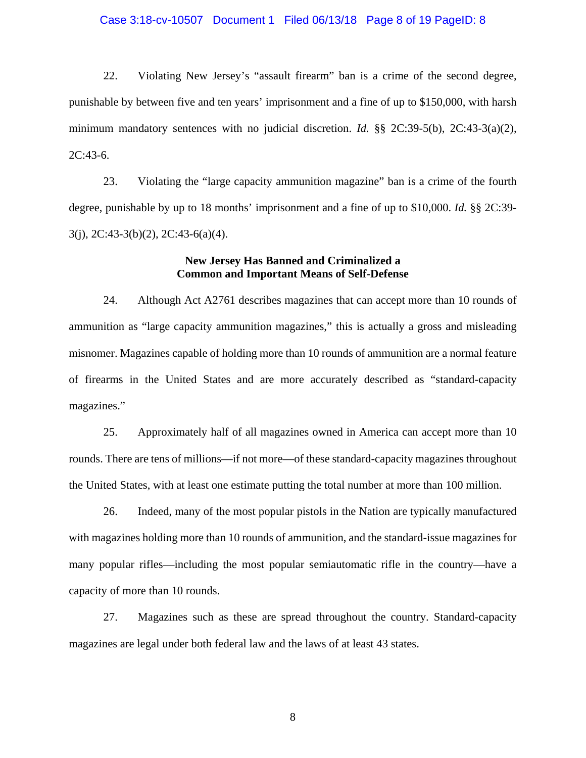22. Violating New Jersey's "assault firearm" ban is a crime of the second degree, punishable by between five and ten years' imprisonment and a fine of up to $150,000, with harsh minimum mandatory sentences with no judicial discretion. *Id.* §§ 2C:39-5(b), 2C:43-3(a)(2), 2C:43-6.

23. Violating the "large capacity ammunition magazine" ban is a crime of the fourth degree, punishable by up to 18 months' imprisonment and a fine of up to $10,000. *Id.* §§ 2C:39-3(j), 2C:43-3(b)(2), 2C:43-6(a)(4).

**New Jersey Has Banned and Criminalized a Common and Important Means of Self-Defense**

24. Although Act A2761 describes magazines that can accept more than 10 rounds of ammunition as "large capacity ammunition magazines," this is actually a gross and misleading misnomer. Magazines capable of holding more than 10 rounds of ammunition are a normal feature of firearms in the United States and are more accurately described as "standard-capacity magazines."

25. Approximately half of all magazines owned in America can accept more than 10 rounds. There are tens of millions—if not more—of these standard-capacity magazines throughout the United States, with at least one estimate putting the total number at more than 100 million.

26. Indeed, many of the most popular pistols in the Nation are typically manufactured with magazines holding more than 10 rounds of ammunition, and the standard-issue magazines for many popular rifles—including the most popular semiautomatic rifle in the country—have a capacity of more than 10 rounds.

27. Magazines such as these are spread throughout the country. Standard-capacity magazines are legal under both federal law and the laws of at least 43 states.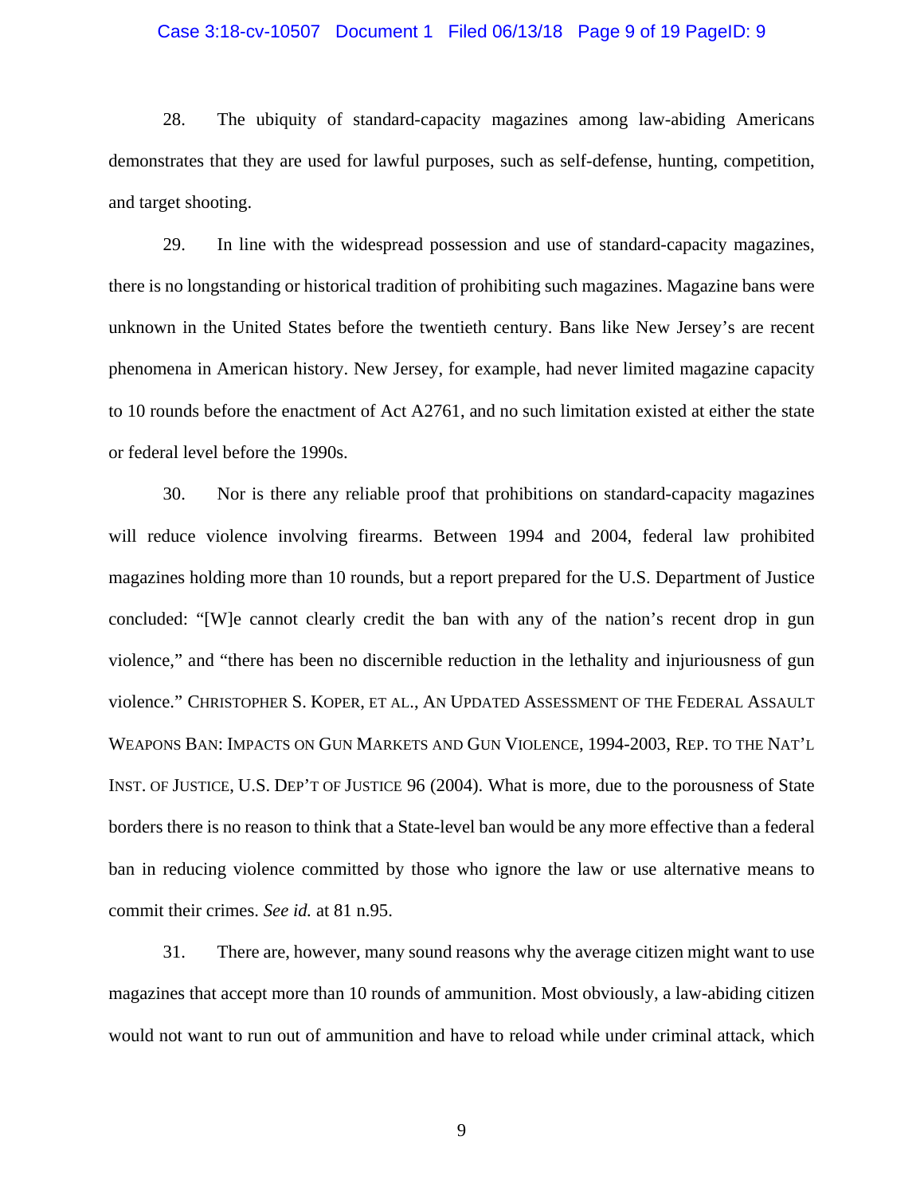28. The ubiquity of standard-capacity magazines among law-abiding Americans demonstrates that they are used for lawful purposes, such as self-defense, hunting, competition, and target shooting.

29. In line with the widespread possession and use of standard-capacity magazines, there is no longstanding or historical tradition of prohibiting such magazines. Magazine bans were unknown in the United States before the twentieth century. Bans like New Jersey's are recent phenomena in American history. New Jersey, for example, had never limited magazine capacity to 10 rounds before the enactment of Act A2761, and no such limitation existed at either the state or federal level before the 1990s.

30. Nor is there any reliable proof that prohibitions on standard-capacity magazines will reduce violence involving firearms. Between 1994 and 2004, federal law prohibited magazines holding more than 10 rounds, but a report prepared for the U.S. Department of Justice concluded: "[W]e cannot clearly credit the ban with any of the nation's recent drop in gun violence," and "there has been no discernible reduction in the lethality and injuriousness of gun violence." CHRISTOPHER S. KOPER, ET AL., AN UPDATED ASSESSMENT OF THE FEDERAL ASSAULT WEAPONS BAN: IMPACTS ON GUN MARKETS AND GUN VIOLENCE, 1994-2003, REP. TO THE NAT'L INST. OF JUSTICE, U.S. DEP'T OF JUSTICE 96 (2004). What is more, due to the porousness of State borders there is no reason to think that a State-level ban would be any more effective than a federal ban in reducing violence committed by those who ignore the law or use alternative means to commit their crimes. *See id.* at 81 n.95.

31. There are, however, many sound reasons why the average citizen might want to use magazines that accept more than 10 rounds of ammunition. Most obviously, a law-abiding citizen would not want to run out of ammunition and have to reload while under criminal attack, which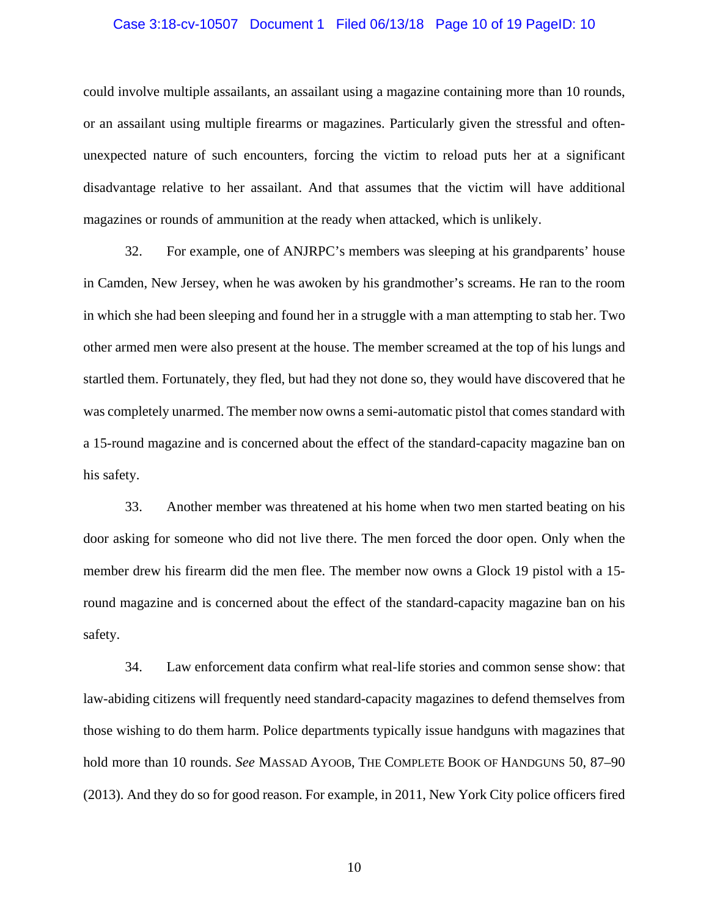could involve multiple assailants, an assailant using a magazine containing more than 10 rounds, or an assailant using multiple firearms or magazines. Particularly given the stressful and often-unexpected nature of such encounters, forcing the victim to reload puts her at a significant disadvantage relative to her assailant. And that assumes that the victim will have additional magazines or rounds of ammunition at the ready when attacked, which is unlikely.

32. For example, one of ANJRPC's members was sleeping at his grandparents' house in Camden, New Jersey, when he was awoken by his grandmother's screams. He ran to the room in which she had been sleeping and found her in a struggle with a man attempting to stab her. Two other armed men were also present at the house. The member screamed at the top of his lungs and startled them. Fortunately, they fled, but had they not done so, they would have discovered that he was completely unarmed. The member now owns a semi-automatic pistol that comes standard with a 15-round magazine and is concerned about the effect of the standard-capacity magazine ban on his safety.

33. Another member was threatened at his home when two men started beating on his door asking for someone who did not live there. The men forced the door open. Only when the member drew his firearm did the men flee. The member now owns a Glock 19 pistol with a 15-round magazine and is concerned about the effect of the standard-capacity magazine ban on his safety.

34. Law enforcement data confirm what real-life stories and common sense show: that law-abiding citizens will frequently need standard-capacity magazines to defend themselves from those wishing to do them harm. Police departments typically issue handguns with magazines that hold more than 10 rounds. *See* MASSAD AYOOB, THE COMPLETE BOOK OF HANDGUNS 50, 87–90 (2013). And they do so for good reason. For example, in 2011, New York City police officers fired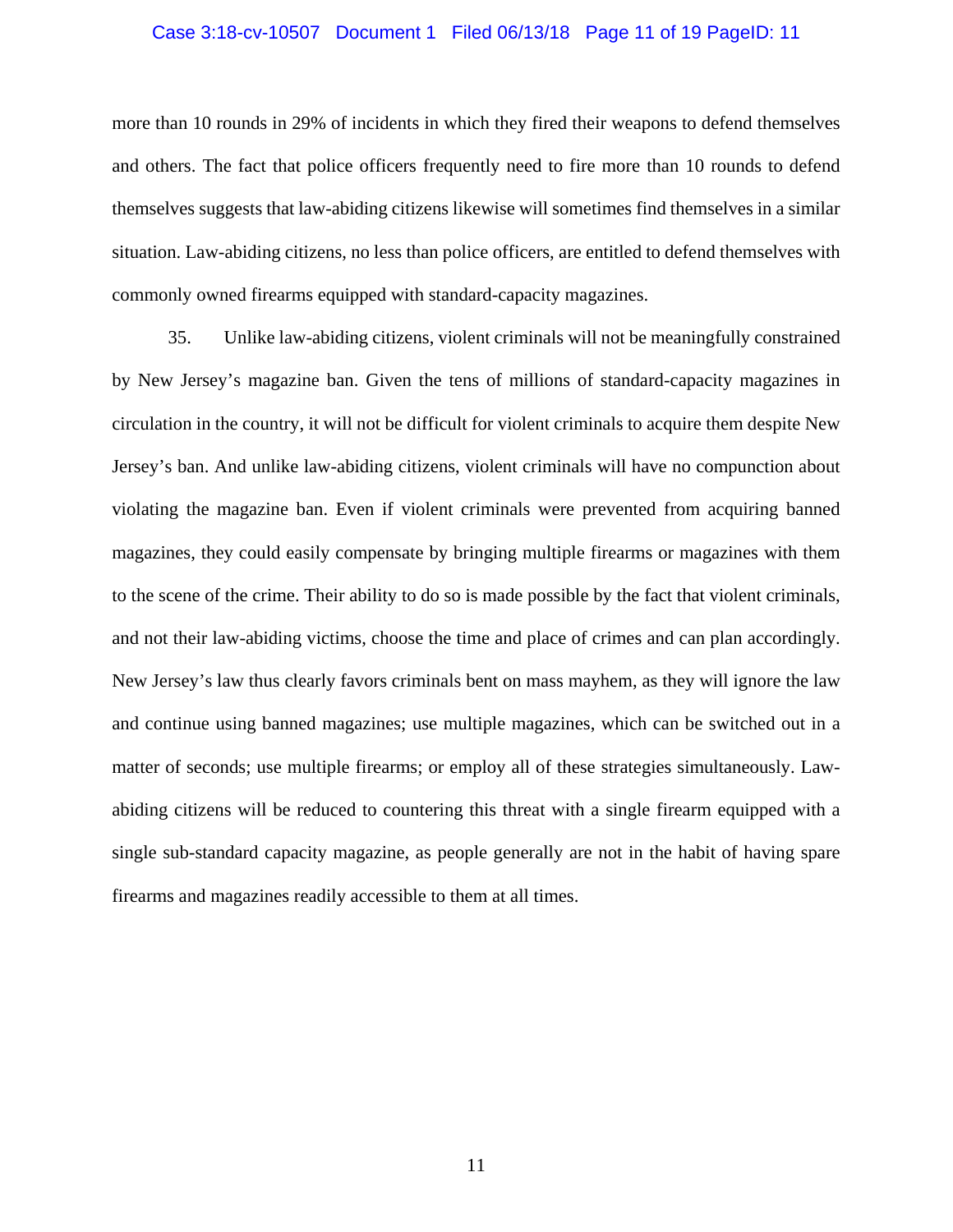more than 10 rounds in 29% of incidents in which they fired their weapons to defend themselves and others. The fact that police officers frequently need to fire more than 10 rounds to defend themselves suggests that law-abiding citizens likewise will sometimes find themselves in a similar situation. Law-abiding citizens, no less than police officers, are entitled to defend themselves with commonly owned firearms equipped with standard-capacity magazines.

35. Unlike law-abiding citizens, violent criminals will not be meaningfully constrained by New Jersey's magazine ban. Given the tens of millions of standard-capacity magazines in circulation in the country, it will not be difficult for violent criminals to acquire them despite New Jersey's ban. And unlike law-abiding citizens, violent criminals will have no compunction about violating the magazine ban. Even if violent criminals were prevented from acquiring banned magazines, they could easily compensate by bringing multiple firearms or magazines with them to the scene of the crime. Their ability to do so is made possible by the fact that violent criminals, and not their law-abiding victims, choose the time and place of crimes and can plan accordingly. New Jersey's law thus clearly favors criminals bent on mass mayhem, as they will ignore the law and continue using banned magazines; use multiple magazines, which can be switched out in a matter of seconds; use multiple firearms; or employ all of these strategies simultaneously. Law-abiding citizens will be reduced to countering this threat with a single firearm equipped with a single sub-standard capacity magazine, as people generally are not in the habit of having spare firearms and magazines readily accessible to them at all times.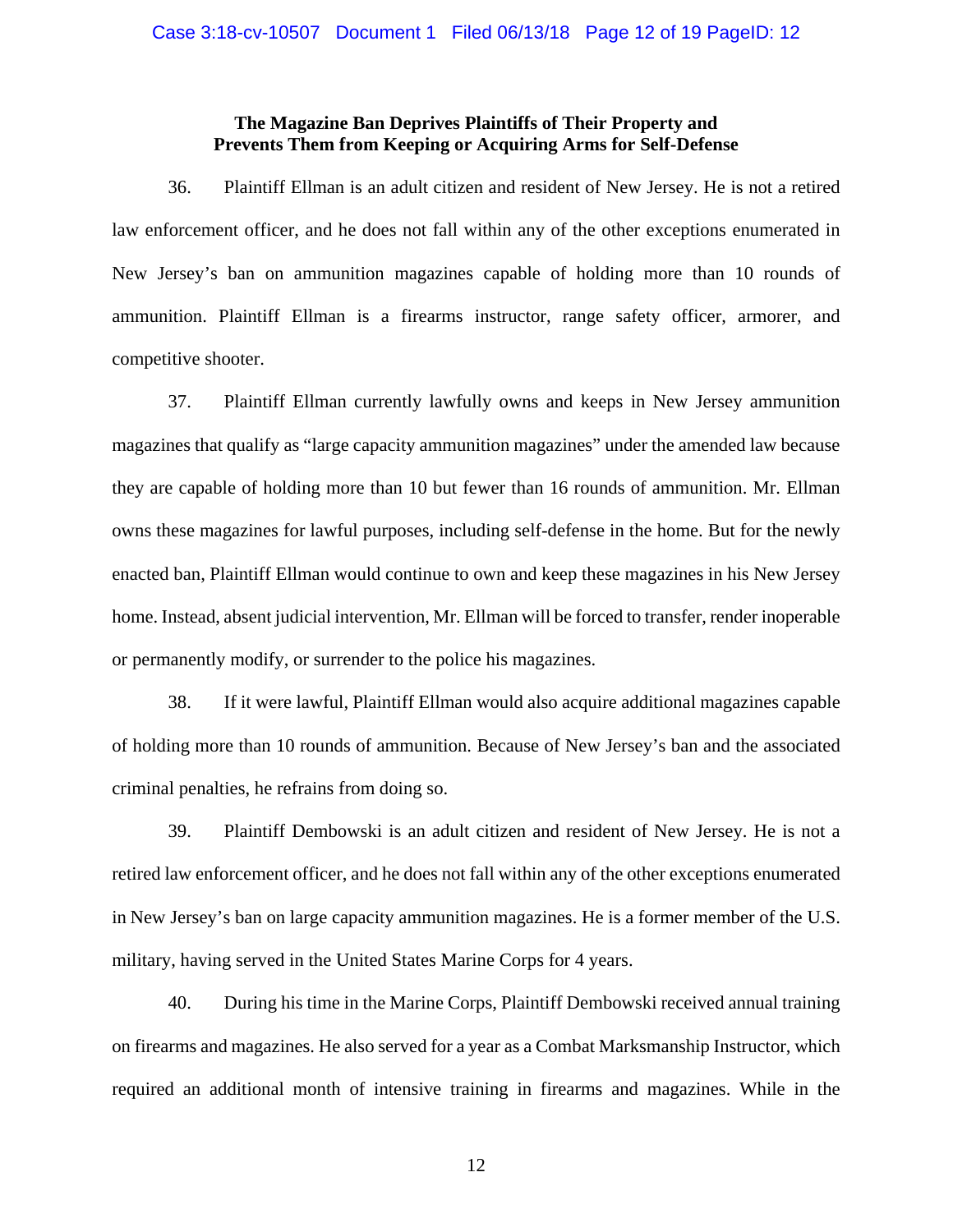**The Magazine Ban Deprives Plaintiffs of Their Property and Prevents Them from Keeping or Acquiring Arms for Self-Defense**

36. Plaintiff Ellman is an adult citizen and resident of New Jersey. He is not a retired law enforcement officer, and he does not fall within any of the other exceptions enumerated in New Jersey's ban on ammunition magazines capable of holding more than 10 rounds of ammunition. Plaintiff Ellman is a firearms instructor, range safety officer, armorer, and competitive shooter.

37. Plaintiff Ellman currently lawfully owns and keeps in New Jersey ammunition magazines that qualify as "large capacity ammunition magazines" under the amended law because they are capable of holding more than 10 but fewer than 16 rounds of ammunition. Mr. Ellman owns these magazines for lawful purposes, including self-defense in the home. But for the newly enacted ban, Plaintiff Ellman would continue to own and keep these magazines in his New Jersey home. Instead, absent judicial intervention, Mr. Ellman will be forced to transfer, render inoperable or permanently modify, or surrender to the police his magazines.

38. If it were lawful, Plaintiff Ellman would also acquire additional magazines capable of holding more than 10 rounds of ammunition. Because of New Jersey's ban and the associated criminal penalties, he refrains from doing so.

39. Plaintiff Dembowski is an adult citizen and resident of New Jersey. He is not a retired law enforcement officer, and he does not fall within any of the other exceptions enumerated in New Jersey's ban on large capacity ammunition magazines. He is a former member of the U.S. military, having served in the United States Marine Corps for 4 years.

40. During his time in the Marine Corps, Plaintiff Dembowski received annual training on firearms and magazines. He also served for a year as a Combat Marksmanship Instructor, which required an additional month of intensive training in firearms and magazines. While in the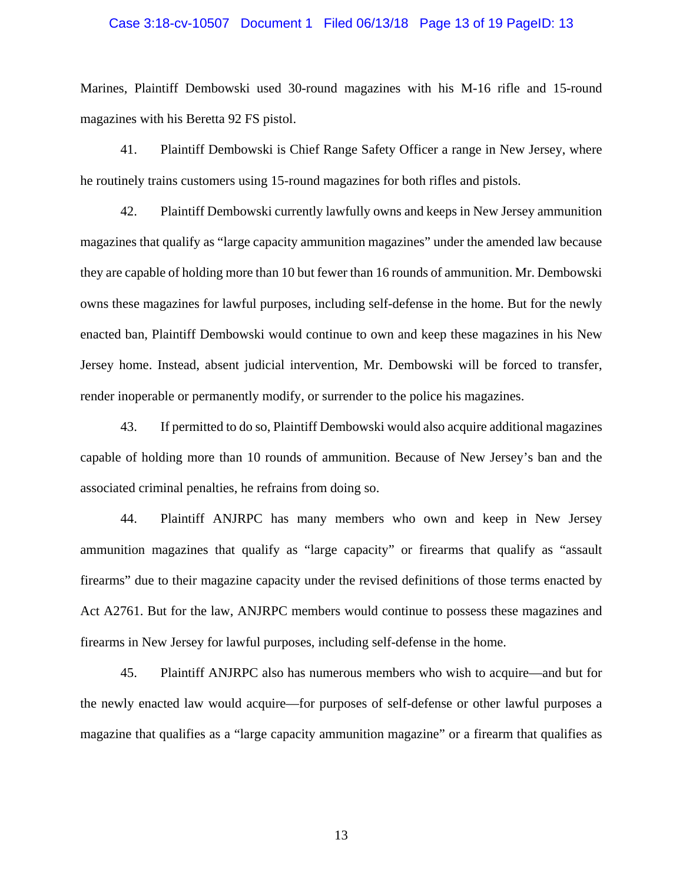Marines, Plaintiff Dembowski used 30-round magazines with his M-16 rifle and 15-round magazines with his Beretta 92 FS pistol.

41. Plaintiff Dembowski is Chief Range Safety Officer a range in New Jersey, where he routinely trains customers using 15-round magazines for both rifles and pistols.

42. Plaintiff Dembowski currently lawfully owns and keeps in New Jersey ammunition magazines that qualify as "large capacity ammunition magazines" under the amended law because they are capable of holding more than 10 but fewer than 16 rounds of ammunition. Mr. Dembowski owns these magazines for lawful purposes, including self-defense in the home. But for the newly enacted ban, Plaintiff Dembowski would continue to own and keep these magazines in his New Jersey home. Instead, absent judicial intervention, Mr. Dembowski will be forced to transfer, render inoperable or permanently modify, or surrender to the police his magazines.

43. If permitted to do so, Plaintiff Dembowski would also acquire additional magazines capable of holding more than 10 rounds of ammunition. Because of New Jersey's ban and the associated criminal penalties, he refrains from doing so.

44. Plaintiff ANJRPC has many members who own and keep in New Jersey ammunition magazines that qualify as "large capacity" or firearms that qualify as "assault firearms" due to their magazine capacity under the revised definitions of those terms enacted by Act A2761. But for the law, ANJRPC members would continue to possess these magazines and firearms in New Jersey for lawful purposes, including self-defense in the home.

45. Plaintiff ANJRPC also has numerous members who wish to acquire—and but for the newly enacted law would acquire—for purposes of self-defense or other lawful purposes a magazine that qualifies as a "large capacity ammunition magazine" or a firearm that qualifies as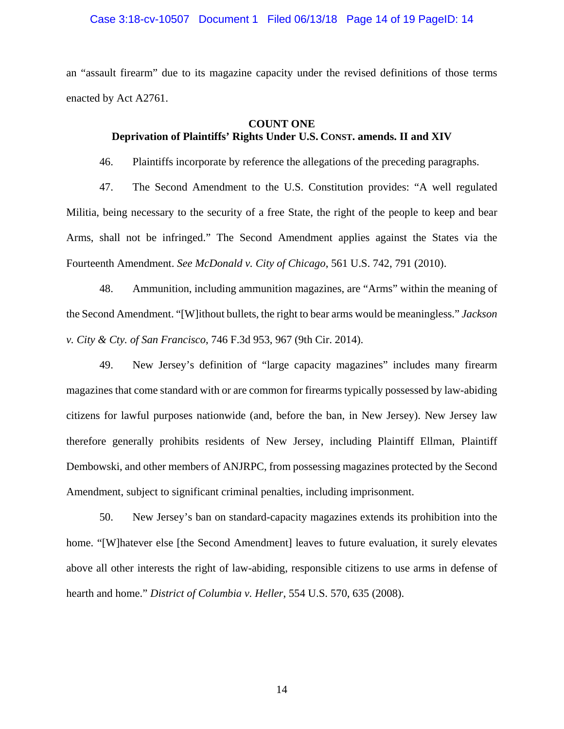an "assault firearm" due to its magazine capacity under the revised definitions of those terms enacted by Act A2761.

**COUNT ONE**
**Deprivation of Plaintiffs' Rights Under U.S. CONST. amends. II and XIV**

46. Plaintiffs incorporate by reference the allegations of the preceding paragraphs.

47. The Second Amendment to the U.S. Constitution provides: "A well regulated Militia, being necessary to the security of a free State, the right of the people to keep and bear Arms, shall not be infringed." The Second Amendment applies against the States via the Fourteenth Amendment. *See McDonald v. City of Chicago*, 561 U.S. 742, 791 (2010).

48. Ammunition, including ammunition magazines, are "Arms" within the meaning of the Second Amendment. "[W]ithout bullets, the right to bear arms would be meaningless." *Jackson v. City & Cty. of San Francisco*, 746 F.3d 953, 967 (9th Cir. 2014).

49. New Jersey's definition of "large capacity magazines" includes many firearm magazines that come standard with or are common for firearms typically possessed by law-abiding citizens for lawful purposes nationwide (and, before the ban, in New Jersey). New Jersey law therefore generally prohibits residents of New Jersey, including Plaintiff Ellman, Plaintiff Dembowski, and other members of ANJRPC, from possessing magazines protected by the Second Amendment, subject to significant criminal penalties, including imprisonment.

50. New Jersey's ban on standard-capacity magazines extends its prohibition into the home. "[W]hatever else [the Second Amendment] leaves to future evaluation, it surely elevates above all other interests the right of law-abiding, responsible citizens to use arms in defense of hearth and home." *District of Columbia v. Heller*, 554 U.S. 570, 635 (2008).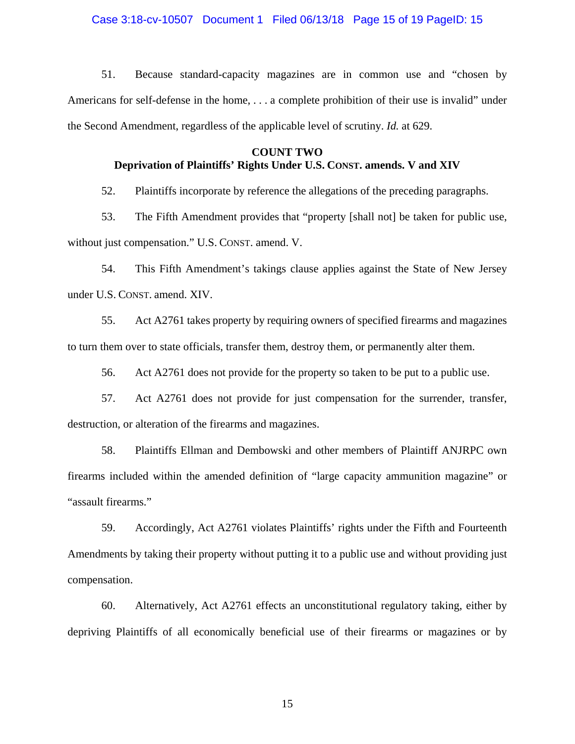51. Because standard-capacity magazines are in common use and "chosen by Americans for self-defense in the home, . . . a complete prohibition of their use is invalid" under the Second Amendment, regardless of the applicable level of scrutiny. *Id.* at 629.

**COUNT TWO**
**Deprivation of Plaintiffs' Rights Under U.S. CONST. amends. V and XIV**

52. Plaintiffs incorporate by reference the allegations of the preceding paragraphs.

53. The Fifth Amendment provides that "property [shall not] be taken for public use, without just compensation." U.S. CONST. amend. V.

54. This Fifth Amendment's takings clause applies against the State of New Jersey under U.S. CONST. amend. XIV.

55. Act A2761 takes property by requiring owners of specified firearms and magazines to turn them over to state officials, transfer them, destroy them, or permanently alter them.

56. Act A2761 does not provide for the property so taken to be put to a public use.

57. Act A2761 does not provide for just compensation for the surrender, transfer, destruction, or alteration of the firearms and magazines.

58. Plaintiffs Ellman and Dembowski and other members of Plaintiff ANJRPC own firearms included within the amended definition of "large capacity ammunition magazine" or "assault firearms."

59. Accordingly, Act A2761 violates Plaintiffs' rights under the Fifth and Fourteenth Amendments by taking their property without putting it to a public use and without providing just compensation.

60. Alternatively, Act A2761 effects an unconstitutional regulatory taking, either by depriving Plaintiffs of all economically beneficial use of their firearms or magazines or by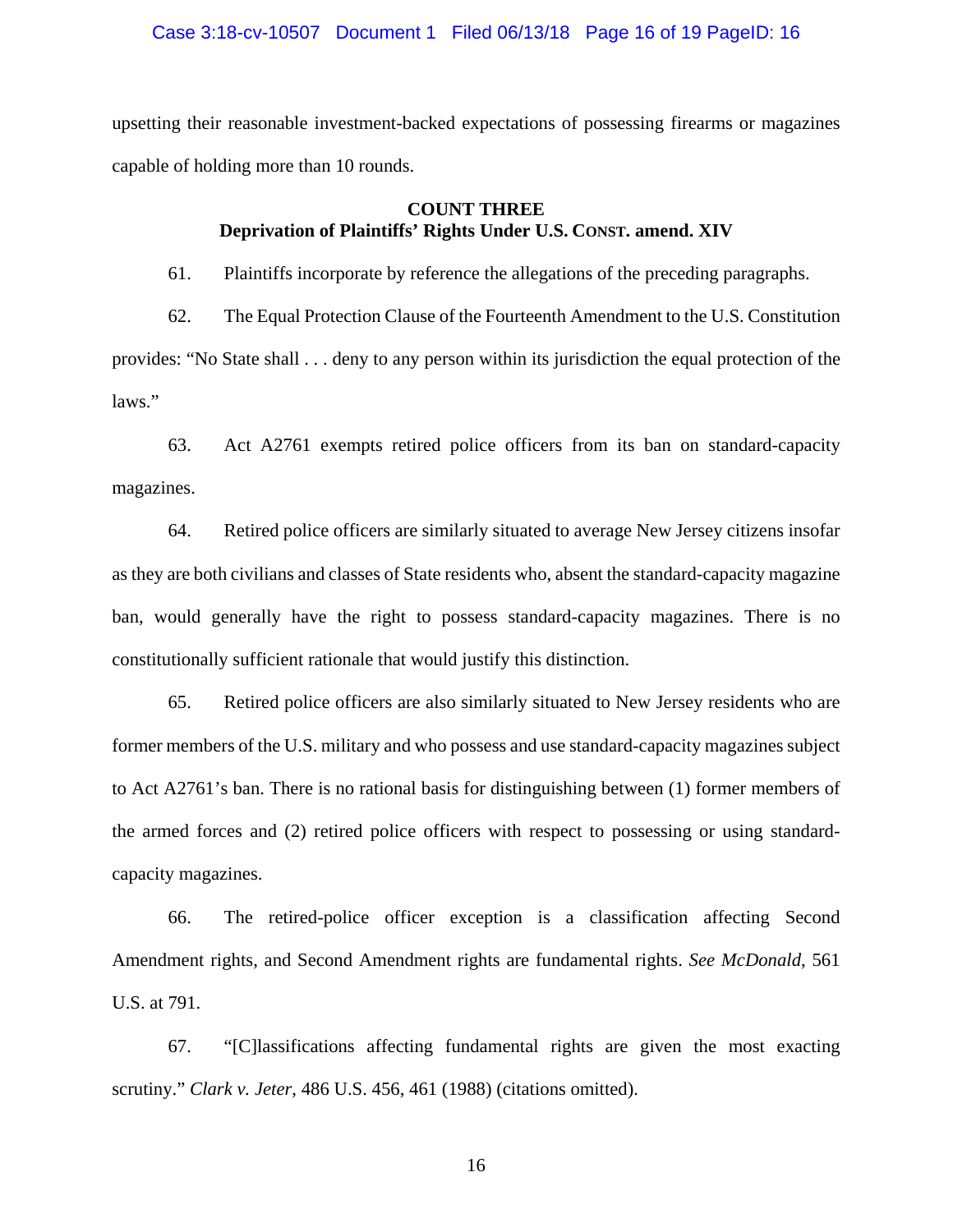upsetting their reasonable investment-backed expectations of possessing firearms or magazines capable of holding more than 10 rounds.

**COUNT THREE**
**Deprivation of Plaintiffs' Rights Under U.S. CONST. amend. XIV**

61. Plaintiffs incorporate by reference the allegations of the preceding paragraphs.

62. The Equal Protection Clause of the Fourteenth Amendment to the U.S. Constitution provides: "No State shall . . . deny to any person within its jurisdiction the equal protection of the laws."

63. Act A2761 exempts retired police officers from its ban on standard-capacity magazines.

64. Retired police officers are similarly situated to average New Jersey citizens insofar as they are both civilians and classes of State residents who, absent the standard-capacity magazine ban, would generally have the right to possess standard-capacity magazines. There is no constitutionally sufficient rationale that would justify this distinction.

65. Retired police officers are also similarly situated to New Jersey residents who are former members of the U.S. military and who possess and use standard-capacity magazines subject to Act A2761's ban. There is no rational basis for distinguishing between (1) former members of the armed forces and (2) retired police officers with respect to possessing or using standard-capacity magazines.

66. The retired-police officer exception is a classification affecting Second Amendment rights, and Second Amendment rights are fundamental rights. *See McDonald*, 561 U.S. at 791.

67. "[C]lassifications affecting fundamental rights are given the most exacting scrutiny." *Clark v. Jeter*, 486 U.S. 456, 461 (1988) (citations omitted).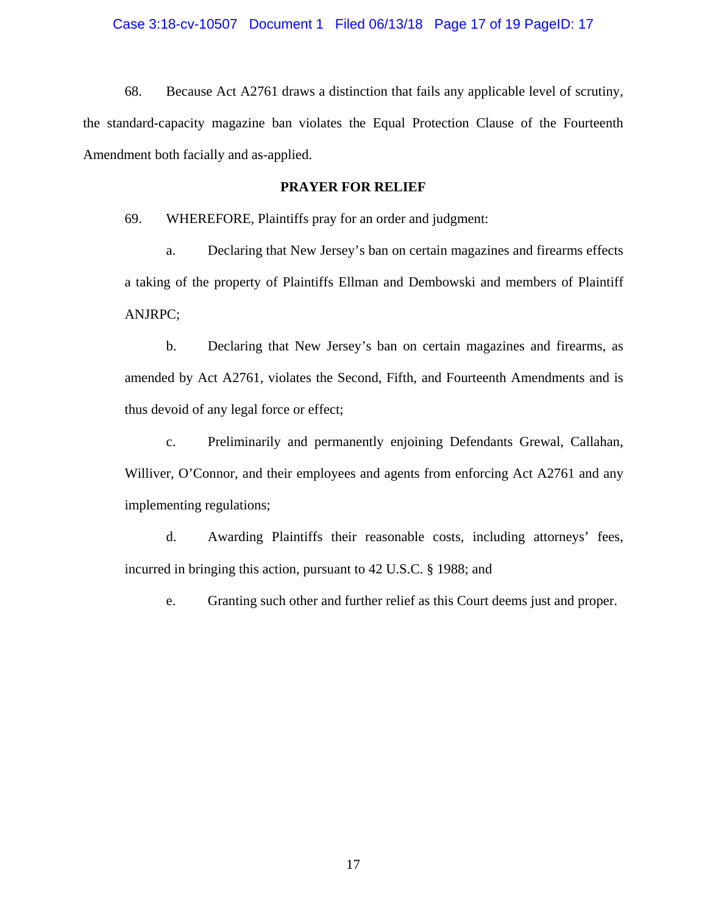68. Because Act A2761 draws a distinction that fails any applicable level of scrutiny, the standard-capacity magazine ban violates the Equal Protection Clause of the Fourteenth Amendment both facially and as-applied.

**PRAYER FOR RELIEF**

69. WHEREFORE, Plaintiffs pray for an order and judgment:

a. Declaring that New Jersey's ban on certain magazines and firearms effects a taking of the property of Plaintiffs Ellman and Dembowski and members of Plaintiff ANJRPC;

b. Declaring that New Jersey's ban on certain magazines and firearms, as amended by Act A2761, violates the Second, Fifth, and Fourteenth Amendments and is thus devoid of any legal force or effect;

c. Preliminarily and permanently enjoining Defendants Grewal, Callahan, Williver, O'Connor, and their employees and agents from enforcing Act A2761 and any implementing regulations;

d. Awarding Plaintiffs their reasonable costs, including attorneys' fees, incurred in bringing this action, pursuant to 42 U.S.C. § 1988; and

e. Granting such other and further relief as this Court deems just and proper.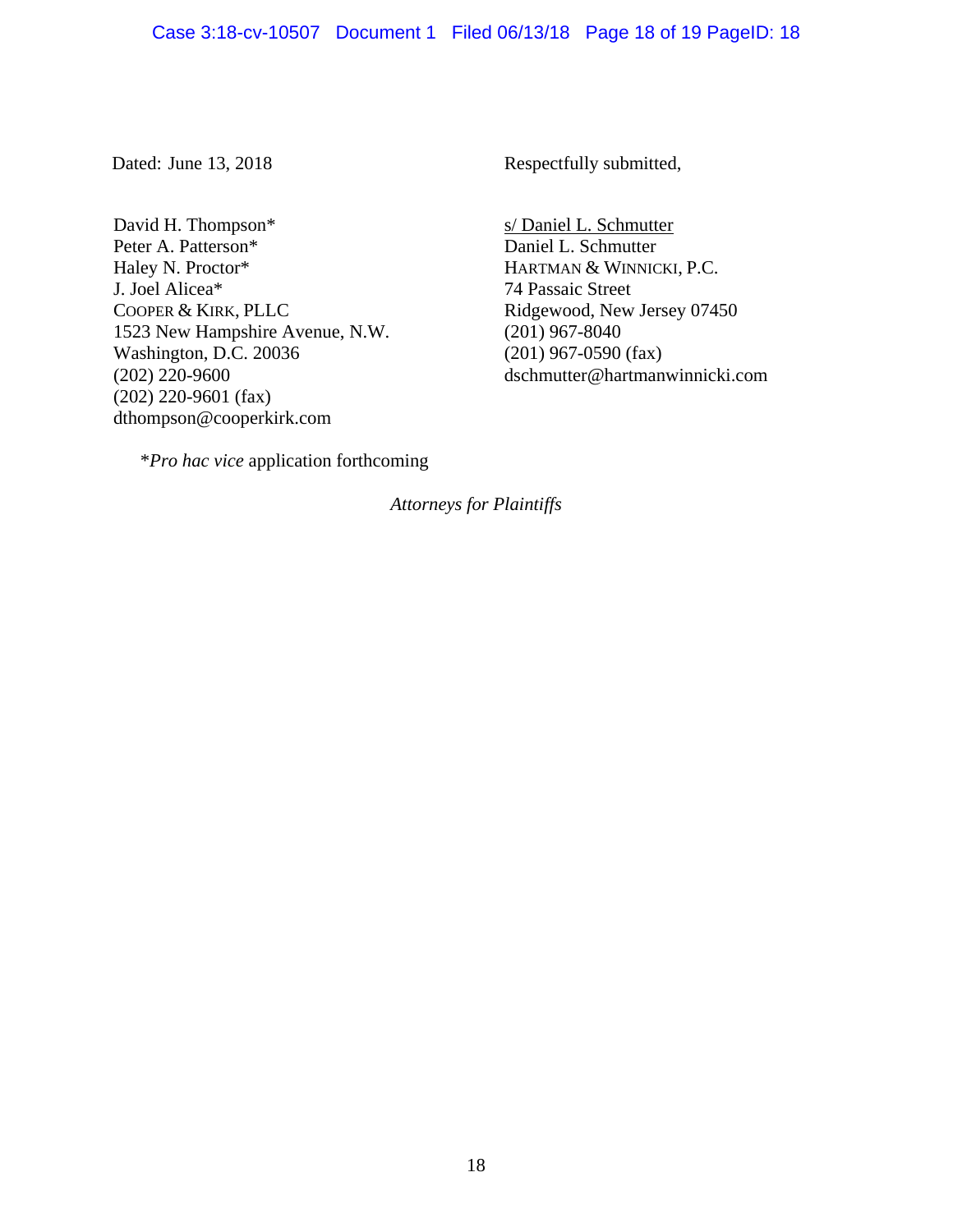Dated: June 13, 2018

Respectfully submitted,

s/ Daniel L. Schmutter
Daniel L. Schmutter
HARTMAN & WINNICKI, P.C.
74 Passaic Street
Ridgewood, New Jersey 07450
(201) 967-8040
(201) 967-0590 (fax)
dschmutter@hartmanwinnicki.com

David H. Thompson*
Peter A. Patterson*
Haley N. Proctor*
J. Joel Alicea*
COOPER & KIRK, PLLC
1523 New Hampshire Avenue, N.W.
Washington, D.C. 20036
(202) 220-9600
(202) 220-9601 (fax)
dthompson@cooperkirk.com

**Pro hac vice* application forthcoming

*Attorneys for Plaintiffs*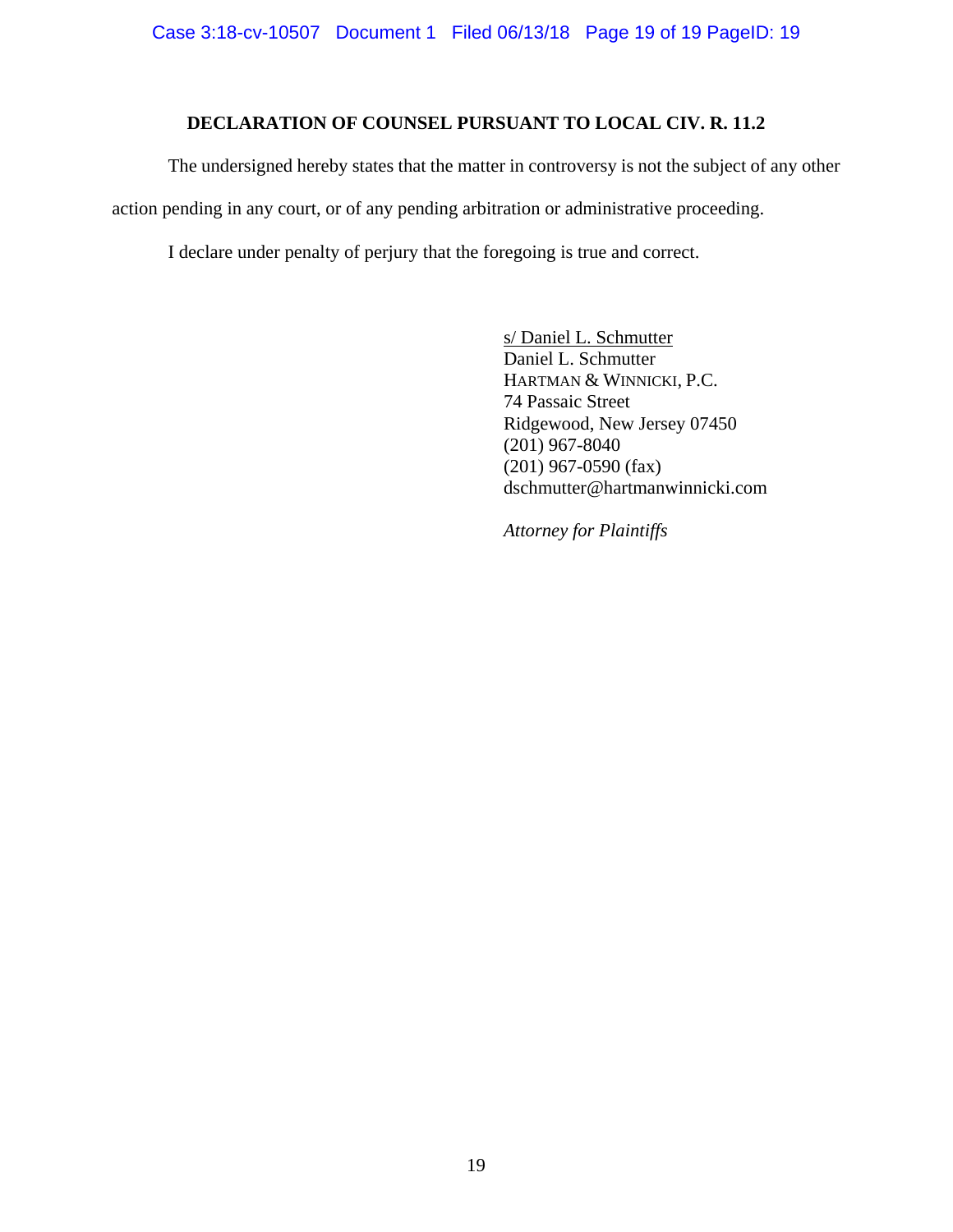**DECLARATION OF COUNSEL PURSUANT TO LOCAL CIV. R. 11.2**

The undersigned hereby states that the matter in controversy is not the subject of any other action pending in any court, or of any pending arbitration or administrative proceeding.

I declare under penalty of perjury that the foregoing is true and correct.

s/ Daniel L. Schmutter
Daniel L. Schmutter
HARTMAN & WINNICKI, P.C.
74 Passaic Street
Ridgewood, New Jersey 07450
(201) 967-8040
(201) 967-0590 (fax)
dschmutter@hartmanwinnicki.com

*Attorney for Plaintiffs*